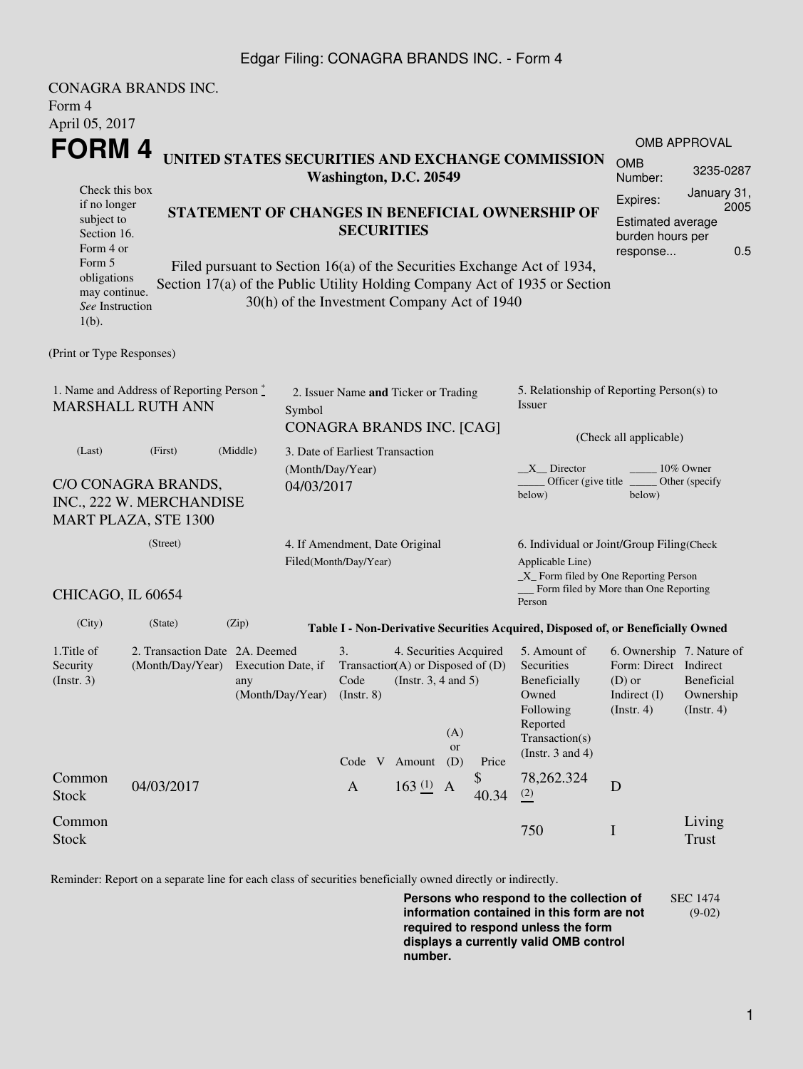Edgar Filing: CONAGRA BRANDS INC. - Form 4

CONAGRA BRANDS INC.
Form 4
April 05, 2017

# FORM 4

## UNITED STATES SECURITIES AND EXCHANGE COMMISSION
**Washington, D.C. 20549**

| OMB APPROVAL | |
|---|---|
| OMB Number: | 3235-0287 |
| Expires: | January 31, 2005 |
| Estimated average burden hours per response... | 0.5 |

Check this box if no longer subject to Section 16. Form 4 or Form 5 obligations may continue. *See* Instruction 1(b).

## STATEMENT OF CHANGES IN BENEFICIAL OWNERSHIP OF SECURITIES

Filed pursuant to Section 16(a) of the Securities Exchange Act of 1934, Section 17(a) of the Public Utility Holding Company Act of 1935 or Section 30(h) of the Investment Company Act of 1940

(Print or Type Responses)

1. Name and Address of Reporting Person *
MARSHALL RUTH ANN

(Last) (First) (Middle)

C/O CONAGRA BRANDS, INC., 222 W. MERCHANDISE MART PLAZA, STE 1300

(Street)

CHICAGO, IL 60654

(City) (State) (Zip)

2. Issuer Name **and** Ticker or Trading Symbol
CONAGRA BRANDS INC. [CAG]

3. Date of Earliest Transaction (Month/Day/Year)
04/03/2017

4. If Amendment, Date Original Filed(Month/Day/Year)

5. Relationship of Reporting Person(s) to Issuer

(Check all applicable)

__X__ Director _____ 10% Owner
_____ Officer (give title below) _____ Other (specify below)

6. Individual or Joint/Group Filing(Check Applicable Line)
_X_ Form filed by One Reporting Person
___ Form filed by More than One Reporting Person

**Table I - Non-Derivative Securities Acquired, Disposed of, or Beneficially Owned**

| 1.Title of Security (Instr. 3) | 2. Transaction Date (Month/Day/Year) | 2A. Deemed Execution Date, if any (Month/Day/Year) | 3. Transaction Code (Instr. 8) | | 4. Securities Acquired (A) or Disposed of (D) (Instr. 3, 4 and 5) | | | 5. Amount of Securities Beneficially Owned Following Reported Transaction(s) (Instr. 3 and 4) | 6. Ownership Form: Direct (D) or Indirect (I) (Instr. 4) | 7. Nature of Indirect Beneficial Ownership (Instr. 4) |
|---|---|---|---|---|---|---|---|---|---|---|
| | | | Code | V | Amount | (A) or (D) | Price | | | |
| Common Stock | 04/03/2017 | | A | | 163 (1) | A | $ 40.34 | 78,262.324 (2) | D | |
| Common Stock | | | | | | | | 750 | I | Living Trust |

Reminder: Report on a separate line for each class of securities beneficially owned directly or indirectly.

**Persons who respond to the collection of information contained in this form are not required to respond unless the form displays a currently valid OMB control number.**

SEC 1474 (9-02)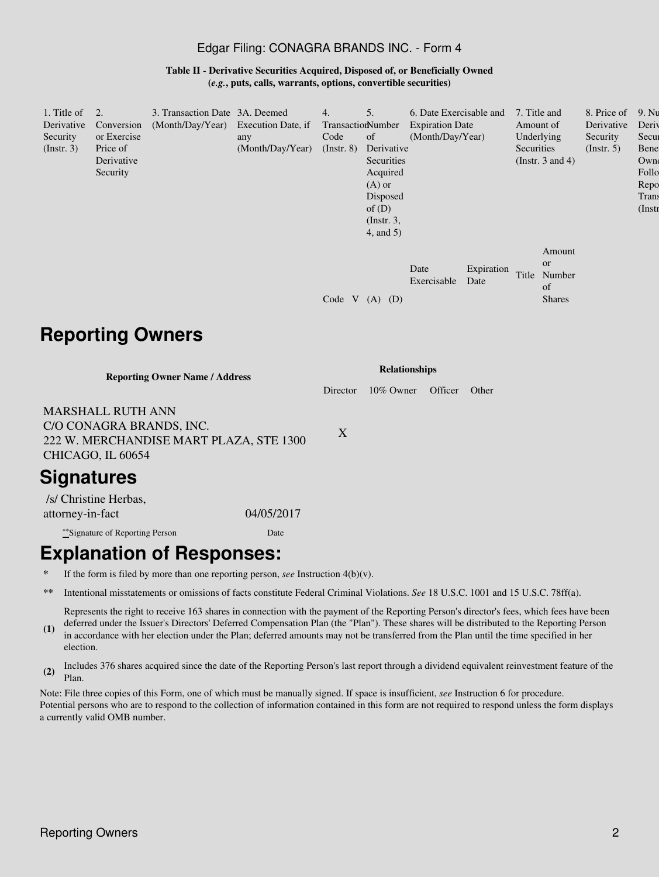Edgar Filing: CONAGRA BRANDS INC. - Form 4

**Table II - Derivative Securities Acquired, Disposed of, or Beneficially Owned**
**(*e.g.*, puts, calls, warrants, options, convertible securities)**

| 1. Title of Derivative Security (Instr. 3) | 2. Conversion or Exercise Price of Derivative Security | 3. Transaction Date (Month/Day/Year) | 3A. Deemed Execution Date, if any (Month/Day/Year) | 4. Transaction Code (Instr. 8) | | 5. Number of Derivative Securities Acquired (A) or Disposed of (D) (Instr. 3, 4, and 5) | | 6. Date Exercisable and Expiration Date (Month/Day/Year) | | 7. Title and Amount of Underlying Securities (Instr. 3 and 4) | | 8. Price of Derivative Security (Instr. 5) | 9. Nu Deriv Secur Bene Owne Follo Repo Trans (Instr |
|---|---|---|---|---|---|---|---|---|---|---|---|---|---|
| | | | | Code | V | (A) | (D) | Date Exercisable | Expiration Date | Title | Amount or Number of Shares | | |

# Reporting Owners

| Reporting Owner Name / Address | Relationships | | | |
|---|---|---|---|---|
| | Director | 10% Owner | Officer | Other |
| MARSHALL RUTH ANN<br>C/O CONAGRA BRANDS, INC.<br>222 W. MERCHANDISE MART PLAZA, STE 1300<br>CHICAGO, IL 60654 | X | | | |

# Signatures

| /s/ Christine Herbas, attorney-in-fact | 04/05/2017 |
|---|---|
| **Signature of Reporting Person | Date |

# Explanation of Responses:

- \* If the form is filed by more than one reporting person, *see* Instruction 4(b)(v).
- \*\* Intentional misstatements or omissions of facts constitute Federal Criminal Violations. *See* 18 U.S.C. 1001 and 15 U.S.C. 78ff(a).
- **(1)** Represents the right to receive 163 shares in connection with the payment of the Reporting Person's director's fees, which fees have been deferred under the Issuer's Directors' Deferred Compensation Plan (the "Plan"). These shares will be distributed to the Reporting Person in accordance with her election under the Plan; deferred amounts may not be transferred from the Plan until the time specified in her election.
- **(2)** Includes 376 shares acquired since the date of the Reporting Person's last report through a dividend equivalent reinvestment feature of the Plan.

Note: File three copies of this Form, one of which must be manually signed. If space is insufficient, *see* Instruction 6 for procedure.
Potential persons who are to respond to the collection of information contained in this form are not required to respond unless the form displays a currently valid OMB number.